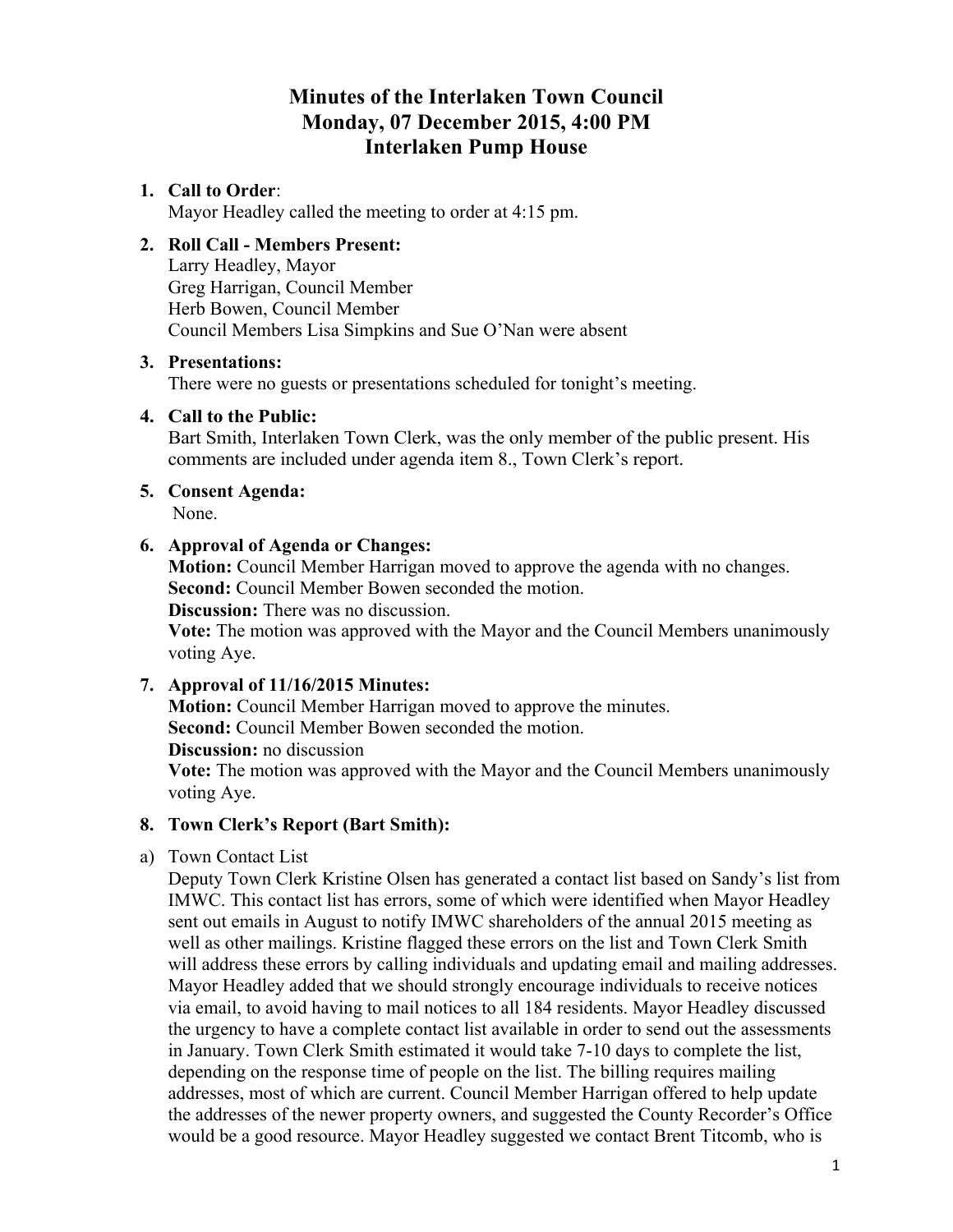# Minutes of the Interlaken Town Council
# Monday, 07 December 2015, 4:00 PM
# Interlaken Pump House

1. **Call to Order**:
   Mayor Headley called the meeting to order at 4:15 pm.

2. **Roll Call - Members Present:**
   Larry Headley, Mayor
   Greg Harrigan, Council Member
   Herb Bowen, Council Member
   Council Members Lisa Simpkins and Sue O'Nan were absent

3. **Presentations:**
   There were no guests or presentations scheduled for tonight's meeting.

4. **Call to the Public:**
   Bart Smith, Interlaken Town Clerk, was the only member of the public present. His comments are included under agenda item 8., Town Clerk's report.

5. **Consent Agenda:**
   None.

6. **Approval of Agenda or Changes:**
   **Motion:** Council Member Harrigan moved to approve the agenda with no changes.
   **Second:** Council Member Bowen seconded the motion.
   **Discussion:** There was no discussion.
   **Vote:** The motion was approved with the Mayor and the Council Members unanimously voting Aye.

7. **Approval of 11/16/2015 Minutes:**
   **Motion:** Council Member Harrigan moved to approve the minutes.
   **Second:** Council Member Bowen seconded the motion.
   **Discussion:** no discussion
   **Vote:** The motion was approved with the Mayor and the Council Members unanimously voting Aye.

8. **Town Clerk's Report (Bart Smith):**

a) Town Contact List
Deputy Town Clerk Kristine Olsen has generated a contact list based on Sandy's list from IMWC. This contact list has errors, some of which were identified when Mayor Headley sent out emails in August to notify IMWC shareholders of the annual 2015 meeting as well as other mailings. Kristine flagged these errors on the list and Town Clerk Smith will address these errors by calling individuals and updating email and mailing addresses. Mayor Headley added that we should strongly encourage individuals to receive notices via email, to avoid having to mail notices to all 184 residents. Mayor Headley discussed the urgency to have a complete contact list available in order to send out the assessments in January. Town Clerk Smith estimated it would take 7-10 days to complete the list, depending on the response time of people on the list. The billing requires mailing addresses, most of which are current. Council Member Harrigan offered to help update the addresses of the newer property owners, and suggested the County Recorder's Office would be a good resource. Mayor Headley suggested we contact Brent Titcomb, who is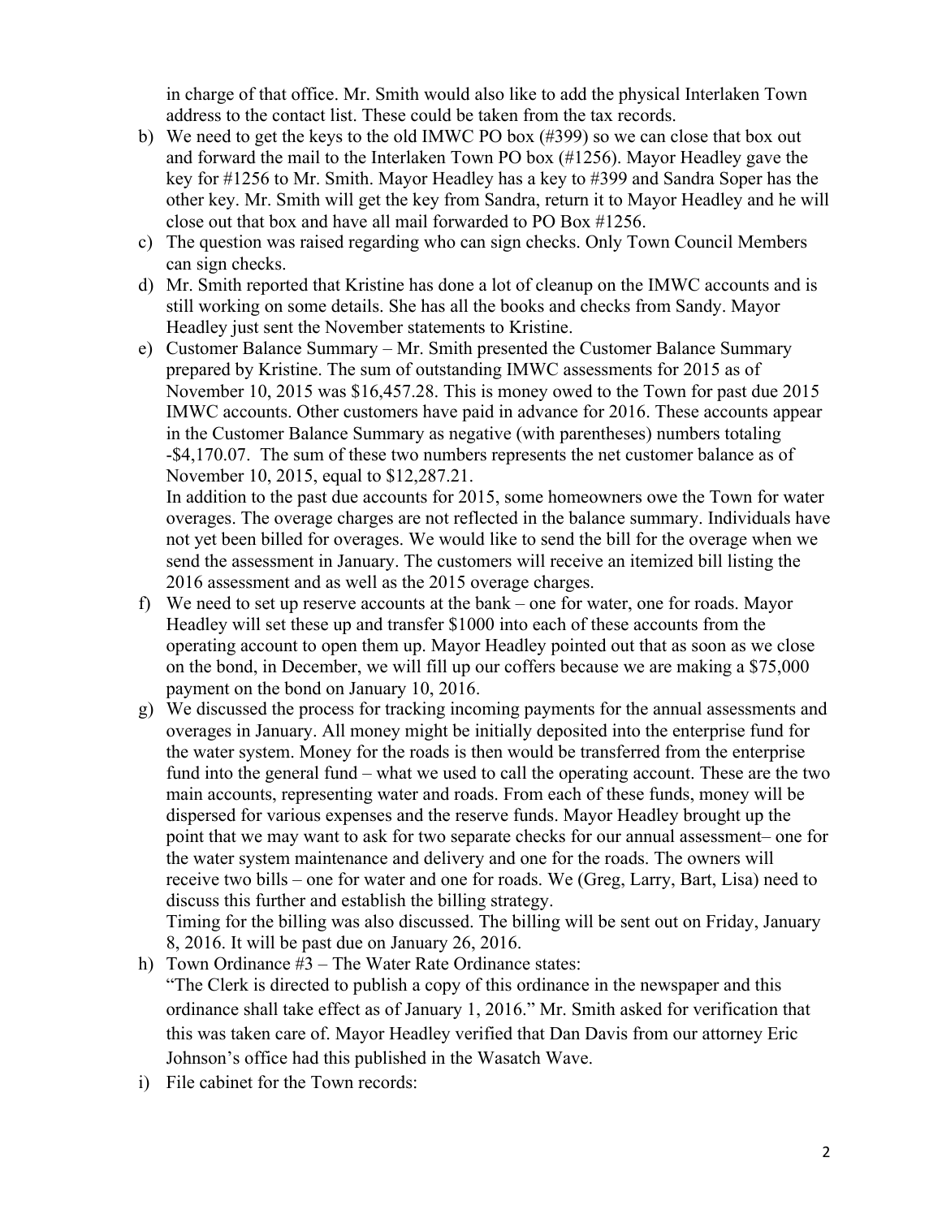in charge of that office. Mr. Smith would also like to add the physical Interlaken Town address to the contact list. These could be taken from the tax records.

b) We need to get the keys to the old IMWC PO box (#399) so we can close that box out and forward the mail to the Interlaken Town PO box (#1256). Mayor Headley gave the key for #1256 to Mr. Smith. Mayor Headley has a key to #399 and Sandra Soper has the other key. Mr. Smith will get the key from Sandra, return it to Mayor Headley and he will close out that box and have all mail forwarded to PO Box #1256.

c) The question was raised regarding who can sign checks. Only Town Council Members can sign checks.

d) Mr. Smith reported that Kristine has done a lot of cleanup on the IMWC accounts and is still working on some details. She has all the books and checks from Sandy. Mayor Headley just sent the November statements to Kristine.

e) Customer Balance Summary – Mr. Smith presented the Customer Balance Summary prepared by Kristine. The sum of outstanding IMWC assessments for 2015 as of November 10, 2015 was $16,457.28. This is money owed to the Town for past due 2015 IMWC accounts. Other customers have paid in advance for 2016. These accounts appear in the Customer Balance Summary as negative (with parentheses) numbers totaling -$4,170.07. The sum of these two numbers represents the net customer balance as of November 10, 2015, equal to $12,287.21.
   In addition to the past due accounts for 2015, some homeowners owe the Town for water overages. The overage charges are not reflected in the balance summary. Individuals have not yet been billed for overages. We would like to send the bill for the overage when we send the assessment in January. The customers will receive an itemized bill listing the 2016 assessment and as well as the 2015 overage charges.

f) We need to set up reserve accounts at the bank – one for water, one for roads. Mayor Headley will set these up and transfer $1000 into each of these accounts from the operating account to open them up. Mayor Headley pointed out that as soon as we close on the bond, in December, we will fill up our coffers because we are making a $75,000 payment on the bond on January 10, 2016.

g) We discussed the process for tracking incoming payments for the annual assessments and overages in January. All money might be initially deposited into the enterprise fund for the water system. Money for the roads is then would be transferred from the enterprise fund into the general fund – what we used to call the operating account. These are the two main accounts, representing water and roads. From each of these funds, money will be dispersed for various expenses and the reserve funds. Mayor Headley brought up the point that we may want to ask for two separate checks for our annual assessment– one for the water system maintenance and delivery and one for the roads. The owners will receive two bills – one for water and one for roads. We (Greg, Larry, Bart, Lisa) need to discuss this further and establish the billing strategy.
   Timing for the billing was also discussed. The billing will be sent out on Friday, January 8, 2016. It will be past due on January 26, 2016.

h) Town Ordinance #3 – The Water Rate Ordinance states:
   "The Clerk is directed to publish a copy of this ordinance in the newspaper and this ordinance shall take effect as of January 1, 2016." Mr. Smith asked for verification that this was taken care of. Mayor Headley verified that Dan Davis from our attorney Eric Johnson's office had this published in the Wasatch Wave.

i) File cabinet for the Town records: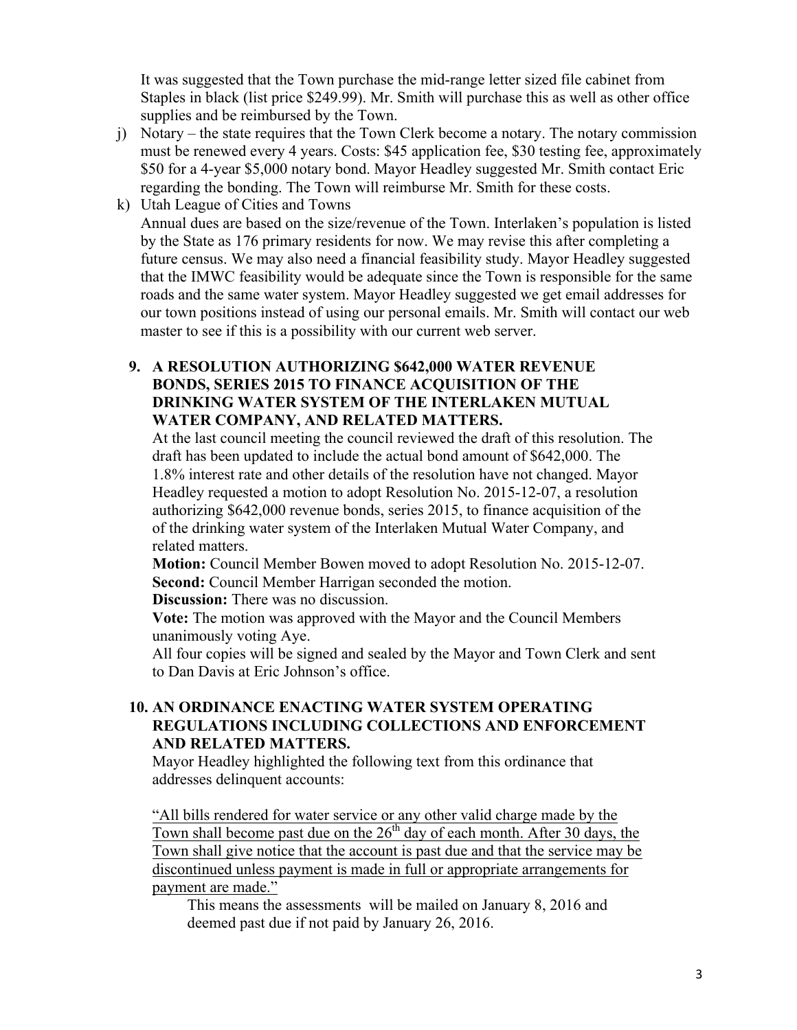It was suggested that the Town purchase the mid-range letter sized file cabinet from Staples in black (list price $249.99). Mr. Smith will purchase this as well as other office supplies and be reimbursed by the Town.

j) Notary – the state requires that the Town Clerk become a notary. The notary commission must be renewed every 4 years. Costs: $45 application fee, $30 testing fee, approximately $50 for a 4-year $5,000 notary bond. Mayor Headley suggested Mr. Smith contact Eric regarding the bonding. The Town will reimburse Mr. Smith for these costs.

k) Utah League of Cities and Towns
Annual dues are based on the size/revenue of the Town. Interlaken's population is listed by the State as 176 primary residents for now. We may revise this after completing a future census. We may also need a financial feasibility study. Mayor Headley suggested that the IMWC feasibility would be adequate since the Town is responsible for the same roads and the same water system. Mayor Headley suggested we get email addresses for our town positions instead of using our personal emails. Mr. Smith will contact our web master to see if this is a possibility with our current web server.

**9. A RESOLUTION AUTHORIZING $642,000 WATER REVENUE BONDS, SERIES 2015 TO FINANCE ACQUISITION OF THE DRINKING WATER SYSTEM OF THE INTERLAKEN MUTUAL WATER COMPANY, AND RELATED MATTERS.**

At the last council meeting the council reviewed the draft of this resolution. The draft has been updated to include the actual bond amount of $642,000. The 1.8% interest rate and other details of the resolution have not changed. Mayor Headley requested a motion to adopt Resolution No. 2015-12-07, a resolution authorizing $642,000 revenue bonds, series 2015, to finance acquisition of the of the drinking water system of the Interlaken Mutual Water Company, and related matters.

**Motion:** Council Member Bowen moved to adopt Resolution No. 2015-12-07.
**Second:** Council Member Harrigan seconded the motion.
**Discussion:** There was no discussion.
**Vote:** The motion was approved with the Mayor and the Council Members unanimously voting Aye.
All four copies will be signed and sealed by the Mayor and Town Clerk and sent to Dan Davis at Eric Johnson's office.

**10. AN ORDINANCE ENACTING WATER SYSTEM OPERATING REGULATIONS INCLUDING COLLECTIONS AND ENFORCEMENT AND RELATED MATTERS.**

Mayor Headley highlighted the following text from this ordinance that addresses delinquent accounts:

"All bills rendered for water service or any other valid charge made by the Town shall become past due on the 26th day of each month. After 30 days, the Town shall give notice that the account is past due and that the service may be discontinued unless payment is made in full or appropriate arrangements for payment are made."

This means the assessments will be mailed on January 8, 2016 and deemed past due if not paid by January 26, 2016.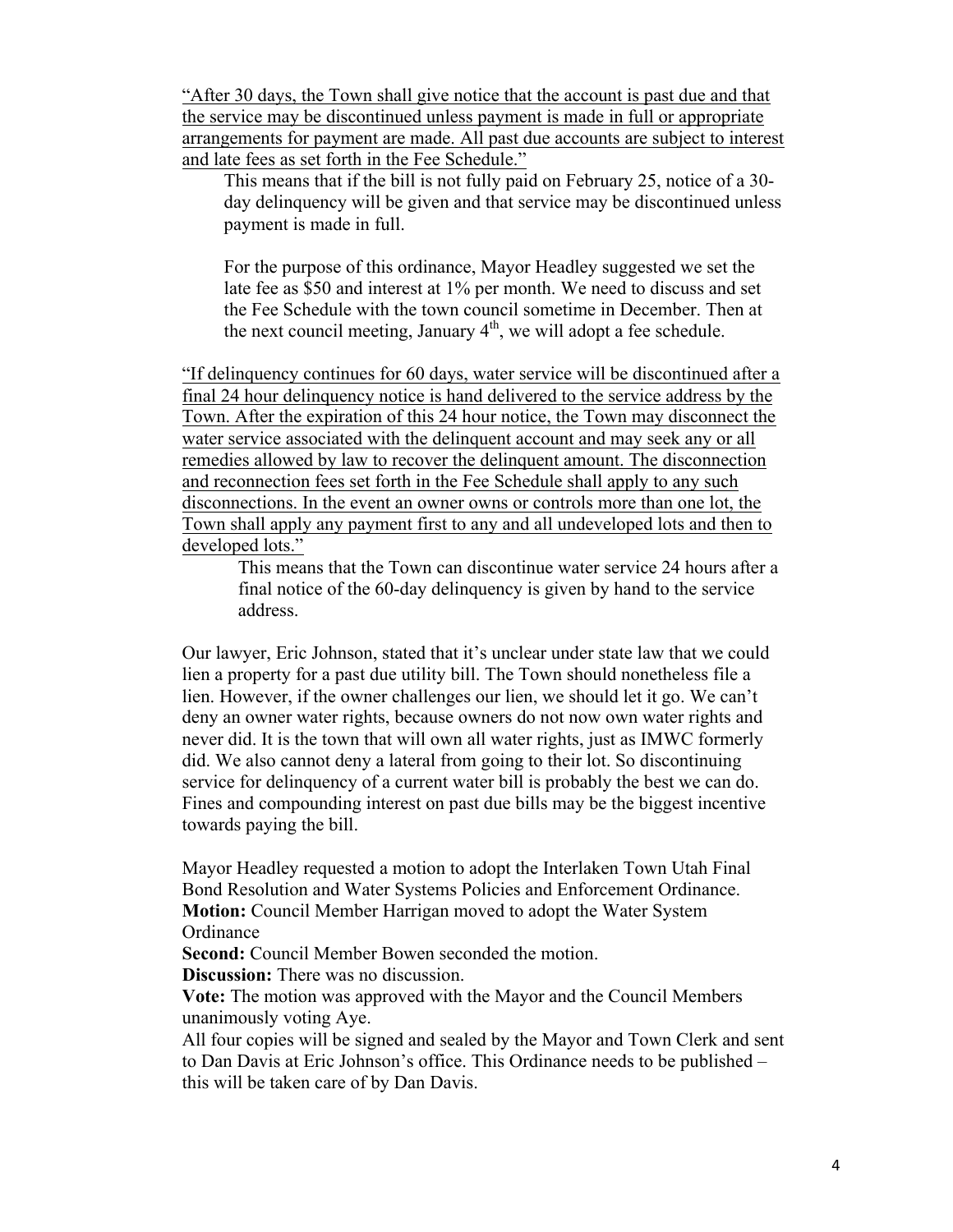<u>"After 30 days, the Town shall give notice that the account is past due and that the service may be discontinued unless payment is made in full or appropriate arrangements for payment are made. All past due accounts are subject to interest and late fees as set forth in the Fee Schedule."</u>

> This means that if the bill is not fully paid on February 25, notice of a 30-day delinquency will be given and that service may be discontinued unless payment is made in full.
>
> For the purpose of this ordinance, Mayor Headley suggested we set the late fee as $50 and interest at 1% per month. We need to discuss and set the Fee Schedule with the town council sometime in December. Then at the next council meeting, January 4th, we will adopt a fee schedule.

<u>"If delinquency continues for 60 days, water service will be discontinued after a final 24 hour delinquency notice is hand delivered to the service address by the Town. After the expiration of this 24 hour notice, the Town may disconnect the water service associated with the delinquent account and may seek any or all remedies allowed by law to recover the delinquent amount. The disconnection and reconnection fees set forth in the Fee Schedule shall apply to any such disconnections. In the event an owner owns or controls more than one lot, the Town shall apply any payment first to any and all undeveloped lots and then to developed lots."</u>

> This means that the Town can discontinue water service 24 hours after a final notice of the 60-day delinquency is given by hand to the service address.

Our lawyer, Eric Johnson, stated that it's unclear under state law that we could lien a property for a past due utility bill. The Town should nonetheless file a lien. However, if the owner challenges our lien, we should let it go. We can't deny an owner water rights, because owners do not now own water rights and never did. It is the town that will own all water rights, just as IMWC formerly did. We also cannot deny a lateral from going to their lot. So discontinuing service for delinquency of a current water bill is probably the best we can do. Fines and compounding interest on past due bills may be the biggest incentive towards paying the bill.

Mayor Headley requested a motion to adopt the Interlaken Town Utah Final Bond Resolution and Water Systems Policies and Enforcement Ordinance.

**Motion:** Council Member Harrigan moved to adopt the Water System Ordinance

**Second:** Council Member Bowen seconded the motion.

**Discussion:** There was no discussion.

**Vote:** The motion was approved with the Mayor and the Council Members unanimously voting Aye.

All four copies will be signed and sealed by the Mayor and Town Clerk and sent to Dan Davis at Eric Johnson's office. This Ordinance needs to be published – this will be taken care of by Dan Davis.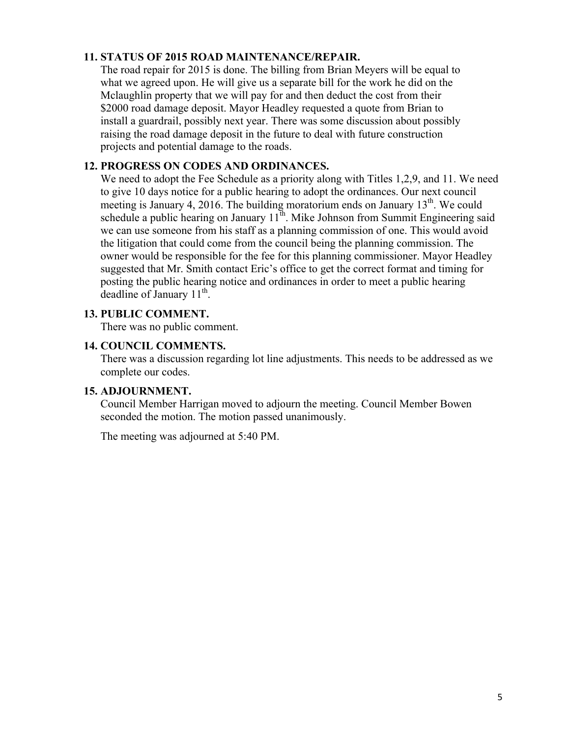**11. STATUS OF 2015 ROAD MAINTENANCE/REPAIR.**

The road repair for 2015 is done. The billing from Brian Meyers will be equal to what we agreed upon. He will give us a separate bill for the work he did on the Mclaughlin property that we will pay for and then deduct the cost from their $2000 road damage deposit. Mayor Headley requested a quote from Brian to install a guardrail, possibly next year. There was some discussion about possibly raising the road damage deposit in the future to deal with future construction projects and potential damage to the roads.

**12. PROGRESS ON CODES AND ORDINANCES.**

We need to adopt the Fee Schedule as a priority along with Titles 1,2,9, and 11. We need to give 10 days notice for a public hearing to adopt the ordinances. Our next council meeting is January 4, 2016. The building moratorium ends on January 13th. We could schedule a public hearing on January 11th. Mike Johnson from Summit Engineering said we can use someone from his staff as a planning commission of one. This would avoid the litigation that could come from the council being the planning commission. The owner would be responsible for the fee for this planning commissioner. Mayor Headley suggested that Mr. Smith contact Eric's office to get the correct format and timing for posting the public hearing notice and ordinances in order to meet a public hearing deadline of January 11th.

**13. PUBLIC COMMENT.**

There was no public comment.

**14. COUNCIL COMMENTS.**

There was a discussion regarding lot line adjustments. This needs to be addressed as we complete our codes.

**15. ADJOURNMENT.**

Council Member Harrigan moved to adjourn the meeting. Council Member Bowen seconded the motion. The motion passed unanimously.

The meeting was adjourned at 5:40 PM.